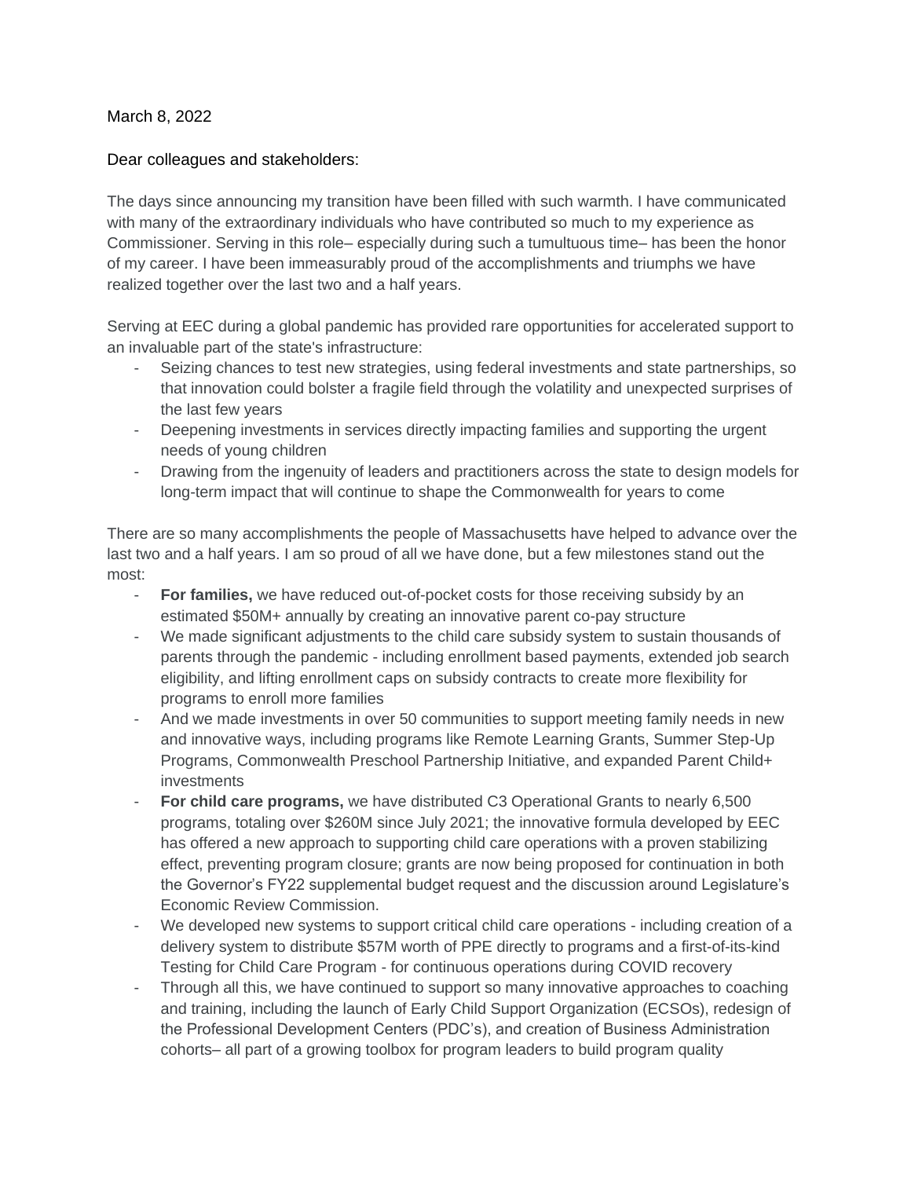March 8, 2022

Dear colleagues and stakeholders:

The days since announcing my transition have been filled with such warmth. I have communicated with many of the extraordinary individuals who have contributed so much to my experience as Commissioner. Serving in this role– especially during such a tumultuous time– has been the honor of my career. I have been immeasurably proud of the accomplishments and triumphs we have realized together over the last two and a half years.

Serving at EEC during a global pandemic has provided rare opportunities for accelerated support to an invaluable part of the state's infrastructure:

- Seizing chances to test new strategies, using federal investments and state partnerships, so that innovation could bolster a fragile field through the volatility and unexpected surprises of the last few years
- Deepening investments in services directly impacting families and supporting the urgent needs of young children
- Drawing from the ingenuity of leaders and practitioners across the state to design models for long-term impact that will continue to shape the Commonwealth for years to come

There are so many accomplishments the people of Massachusetts have helped to advance over the last two and a half years. I am so proud of all we have done, but a few milestones stand out the most:

- **For families,** we have reduced out-of-pocket costs for those receiving subsidy by an estimated $50M+ annually by creating an innovative parent co-pay structure
- We made significant adjustments to the child care subsidy system to sustain thousands of parents through the pandemic - including enrollment based payments, extended job search eligibility, and lifting enrollment caps on subsidy contracts to create more flexibility for programs to enroll more families
- And we made investments in over 50 communities to support meeting family needs in new and innovative ways, including programs like Remote Learning Grants, Summer Step-Up Programs, Commonwealth Preschool Partnership Initiative, and expanded Parent Child+ investments
- **For child care programs,** we have distributed C3 Operational Grants to nearly 6,500 programs, totaling over $260M since July 2021; the innovative formula developed by EEC has offered a new approach to supporting child care operations with a proven stabilizing effect, preventing program closure; grants are now being proposed for continuation in both the Governor's FY22 supplemental budget request and the discussion around Legislature's Economic Review Commission.
- We developed new systems to support critical child care operations - including creation of a delivery system to distribute $57M worth of PPE directly to programs and a first-of-its-kind Testing for Child Care Program - for continuous operations during COVID recovery
- Through all this, we have continued to support so many innovative approaches to coaching and training, including the launch of Early Child Support Organization (ECSOs), redesign of the Professional Development Centers (PDC's), and creation of Business Administration cohorts– all part of a growing toolbox for program leaders to build program quality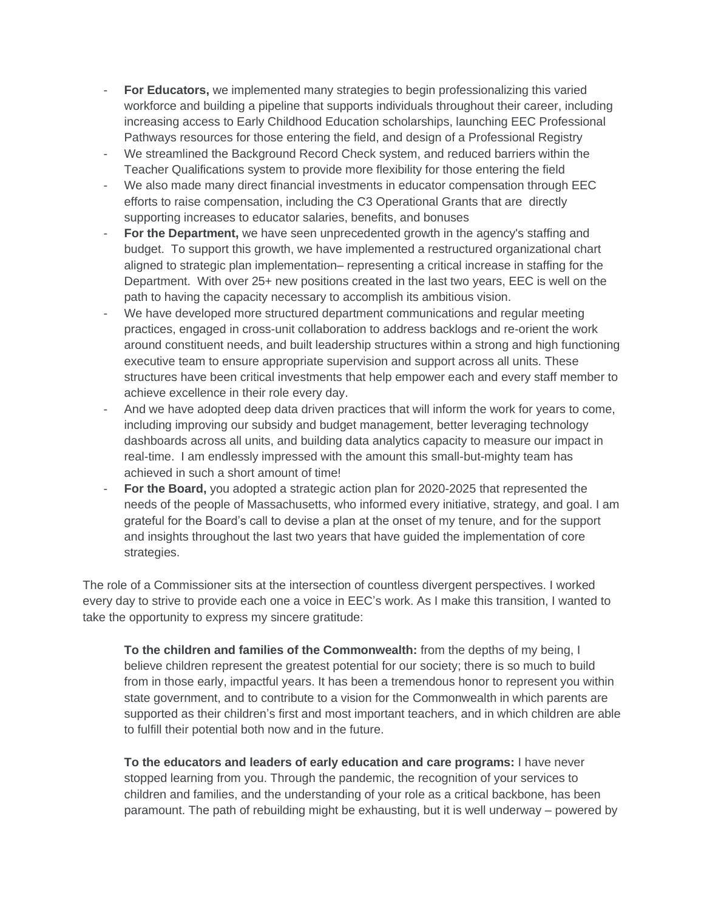- **For Educators,** we implemented many strategies to begin professionalizing this varied workforce and building a pipeline that supports individuals throughout their career, including increasing access to Early Childhood Education scholarships, launching EEC Professional Pathways resources for those entering the field, and design of a Professional Registry
- We streamlined the Background Record Check system, and reduced barriers within the Teacher Qualifications system to provide more flexibility for those entering the field
- We also made many direct financial investments in educator compensation through EEC efforts to raise compensation, including the C3 Operational Grants that are directly supporting increases to educator salaries, benefits, and bonuses
- **For the Department,** we have seen unprecedented growth in the agency's staffing and budget. To support this growth, we have implemented a restructured organizational chart aligned to strategic plan implementation– representing a critical increase in staffing for the Department. With over 25+ new positions created in the last two years, EEC is well on the path to having the capacity necessary to accomplish its ambitious vision.
- We have developed more structured department communications and regular meeting practices, engaged in cross-unit collaboration to address backlogs and re-orient the work around constituent needs, and built leadership structures within a strong and high functioning executive team to ensure appropriate supervision and support across all units. These structures have been critical investments that help empower each and every staff member to achieve excellence in their role every day.
- And we have adopted deep data driven practices that will inform the work for years to come, including improving our subsidy and budget management, better leveraging technology dashboards across all units, and building data analytics capacity to measure our impact in real-time. I am endlessly impressed with the amount this small-but-mighty team has achieved in such a short amount of time!
- **For the Board,** you adopted a strategic action plan for 2020-2025 that represented the needs of the people of Massachusetts, who informed every initiative, strategy, and goal. I am grateful for the Board's call to devise a plan at the onset of my tenure, and for the support and insights throughout the last two years that have guided the implementation of core strategies.

The role of a Commissioner sits at the intersection of countless divergent perspectives. I worked every day to strive to provide each one a voice in EEC's work. As I make this transition, I wanted to take the opportunity to express my sincere gratitude:

> **To the children and families of the Commonwealth:** from the depths of my being, I believe children represent the greatest potential for our society; there is so much to build from in those early, impactful years. It has been a tremendous honor to represent you within state government, and to contribute to a vision for the Commonwealth in which parents are supported as their children's first and most important teachers, and in which children are able to fulfill their potential both now and in the future.
>
> **To the educators and leaders of early education and care programs:** I have never stopped learning from you. Through the pandemic, the recognition of your services to children and families, and the understanding of your role as a critical backbone, has been paramount. The path of rebuilding might be exhausting, but it is well underway – powered by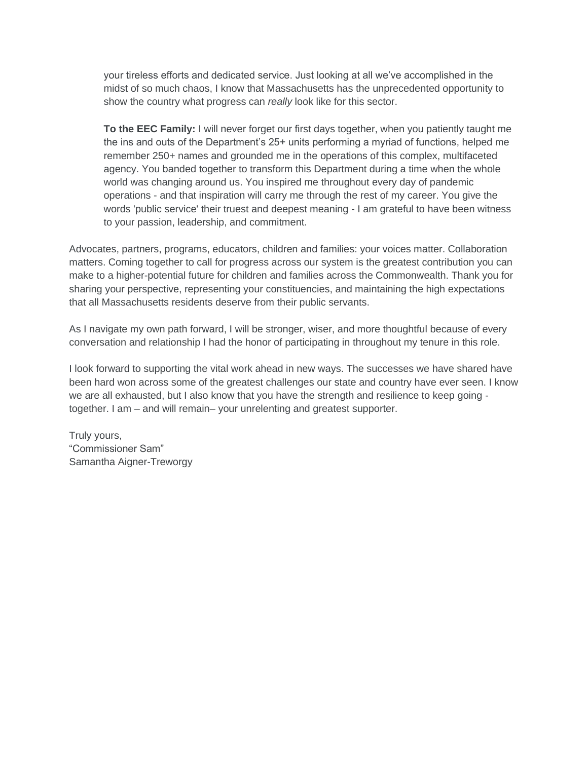your tireless efforts and dedicated service. Just looking at all we've accomplished in the midst of so much chaos, I know that Massachusetts has the unprecedented opportunity to show the country what progress can *really* look like for this sector.

**To the EEC Family:** I will never forget our first days together, when you patiently taught me the ins and outs of the Department's 25+ units performing a myriad of functions, helped me remember 250+ names and grounded me in the operations of this complex, multifaceted agency. You banded together to transform this Department during a time when the whole world was changing around us. You inspired me throughout every day of pandemic operations - and that inspiration will carry me through the rest of my career. You give the words 'public service' their truest and deepest meaning - I am grateful to have been witness to your passion, leadership, and commitment.

Advocates, partners, programs, educators, children and families: your voices matter. Collaboration matters. Coming together to call for progress across our system is the greatest contribution you can make to a higher-potential future for children and families across the Commonwealth. Thank you for sharing your perspective, representing your constituencies, and maintaining the high expectations that all Massachusetts residents deserve from their public servants.

As I navigate my own path forward, I will be stronger, wiser, and more thoughtful because of every conversation and relationship I had the honor of participating in throughout my tenure in this role.

I look forward to supporting the vital work ahead in new ways. The successes we have shared have been hard won across some of the greatest challenges our state and country have ever seen. I know we are all exhausted, but I also know that you have the strength and resilience to keep going - together. I am – and will remain– your unrelenting and greatest supporter.

Truly yours,
"Commissioner Sam"
Samantha Aigner-Treworgy